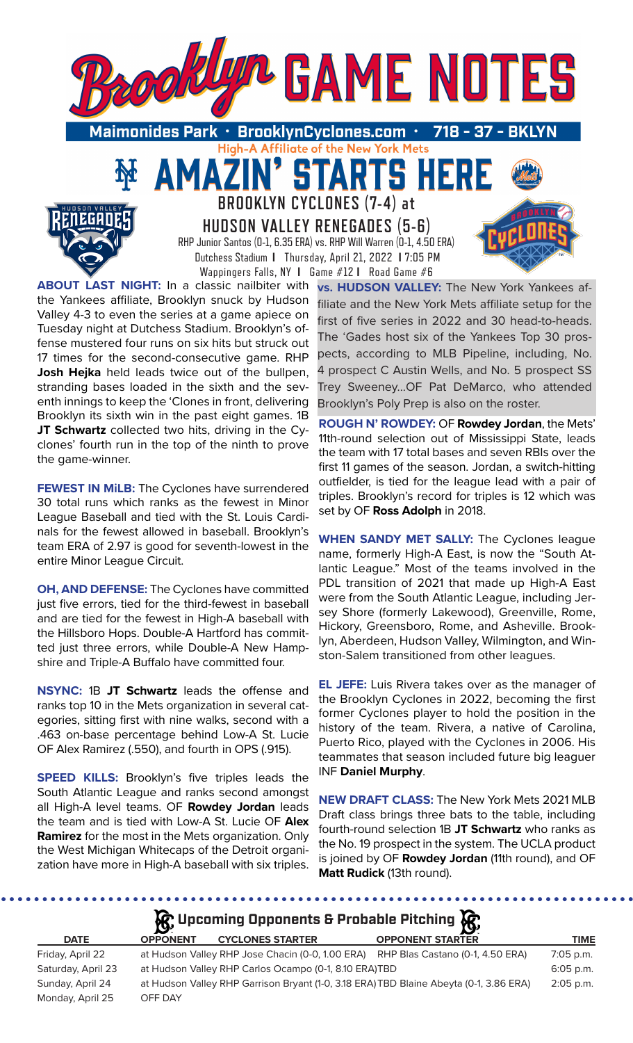# Brooklyn GAME NOTES

**Maimonides Park • BrooklynCyclones.com • 718 - 37 - BKLYN**

High-A Affiliate of the New York Mets

## AMAZIN' STARTS HERE

### BROOKLYN CYCLONES (7-4) at HUDSON VALLEY RENEGADES (5-6)

RHP Junior Santos (0-1, 6.35 ERA) vs. RHP Will Warren (0-1, 4.50 ERA)

Dutchess Stadium | Thursday, April 21, 2022 | 7:05 PM

Wappingers Falls, NY | Game #12 | Road Game #6

**ABOUT LAST NIGHT:** In a classic nailbiter with the Yankees affiliate, Brooklyn snuck by Hudson Valley 4-3 to even the series at a game apiece on Tuesday night at Dutchess Stadium. Brooklyn's offense mustered four runs on six hits but struck out 17 times for the second-consecutive game. RHP **Josh Hejka** held leads twice out of the bullpen, stranding bases loaded in the sixth and the seventh innings to keep the 'Clones in front, delivering Brooklyn its sixth win in the past eight games. 1B **JT Schwartz** collected two hits, driving in the Cyclones' fourth run in the top of the ninth to prove the game-winner.

**FEWEST IN MiLB:** The Cyclones have surrendered 30 total runs which ranks as the fewest in Minor League Baseball and tied with the St. Louis Cardinals for the fewest allowed in baseball. Brooklyn's team ERA of 2.97 is good for seventh-lowest in the entire Minor League Circuit.

**OH, AND DEFENSE:** The Cyclones have committed just five errors, tied for the third-fewest in baseball and are tied for the fewest in High-A baseball with the Hillsboro Hops. Double-A Hartford has committed just three errors, while Double-A New Hampshire and Triple-A Buffalo have committed four.

**NSYNC:** 1B **JT Schwartz** leads the offense and ranks top 10 in the Mets organization in several categories, sitting first with nine walks, second with a .463 on-base percentage behind Low-A St. Lucie OF Alex Ramirez (.550), and fourth in OPS (.915).

**SPEED KILLS:** Brooklyn's five triples leads the South Atlantic League and ranks second amongst all High-A level teams. OF **Rowdey Jordan** leads the team and is tied with Low-A St. Lucie OF **Alex Ramirez** for the most in the Mets organization. Only the West Michigan Whitecaps of the Detroit organization have more in High-A baseball with six triples.

**vs. HUDSON VALLEY:** The New York Yankees affiliate and the New York Mets affiliate setup for the first of five series in 2022 and 30 head-to-heads. The 'Gades host six of the Yankees Top 30 prospects, according to MLB Pipeline, including, No. 4 prospect C Austin Wells, and No. 5 prospect SS Trey Sweeney...OF Pat DeMarco, who attended Brooklyn's Poly Prep is also on the roster.

**ROUGH N' ROWDEY:** OF **Rowdey Jordan**, the Mets' 11th-round selection out of Mississippi State, leads the team with 17 total bases and seven RBIs over the first 11 games of the season. Jordan, a switch-hitting outfielder, is tied for the league lead with a pair of triples. Brooklyn's record for triples is 12 which was set by OF **Ross Adolph** in 2018.

**WHEN SANDY MET SALLY:** The Cyclones league name, formerly High-A East, is now the "South Atlantic League." Most of the teams involved in the PDL transition of 2021 that made up High-A East were from the South Atlantic League, including Jersey Shore (formerly Lakewood), Greenville, Rome, Hickory, Greensboro, Rome, and Asheville. Brooklyn, Aberdeen, Hudson Valley, Wilmington, and Winston-Salem transitioned from other leagues.

**EL JEFE:** Luis Rivera takes over as the manager of the Brooklyn Cyclones in 2022, becoming the first former Cyclones player to hold the position in the history of the team. Rivera, a native of Carolina, Puerto Rico, played with the Cyclones in 2006. His teammates that season included future big leaguer INF **Daniel Murphy**.

**NEW DRAFT CLASS:** The New York Mets 2021 MLB Draft class brings three bats to the table, including fourth-round selection 1B **JT Schwartz** who ranks as the No. 19 prospect in the system. The UCLA product is joined by OF **Rowdey Jordan** (11th round), and OF **Matt Rudick** (13th round).

### Upcoming Opponents & Probable Pitching

| DATE | OPPONENT | CYCLONES STARTER | OPPONENT STARTER | TIME |
|---|---|---|---|---|
| Friday, April 22 | at Hudson Valley | RHP Jose Chacin (0-0, 1.00 ERA) | RHP Blas Castano (0-1, 4.50 ERA) | 7:05 p.m. |
| Saturday, April 23 | at Hudson Valley | RHP Carlos Ocampo (0-1, 8.10 ERA) | TBD | 6:05 p.m. |
| Sunday, April 24 | at Hudson Valley | RHP Garrison Bryant (1-0, 3.18 ERA) | TBD Blaine Abeyta (0-1, 3.86 ERA) | 2:05 p.m. |
| Monday, April 25 | OFF DAY | | | |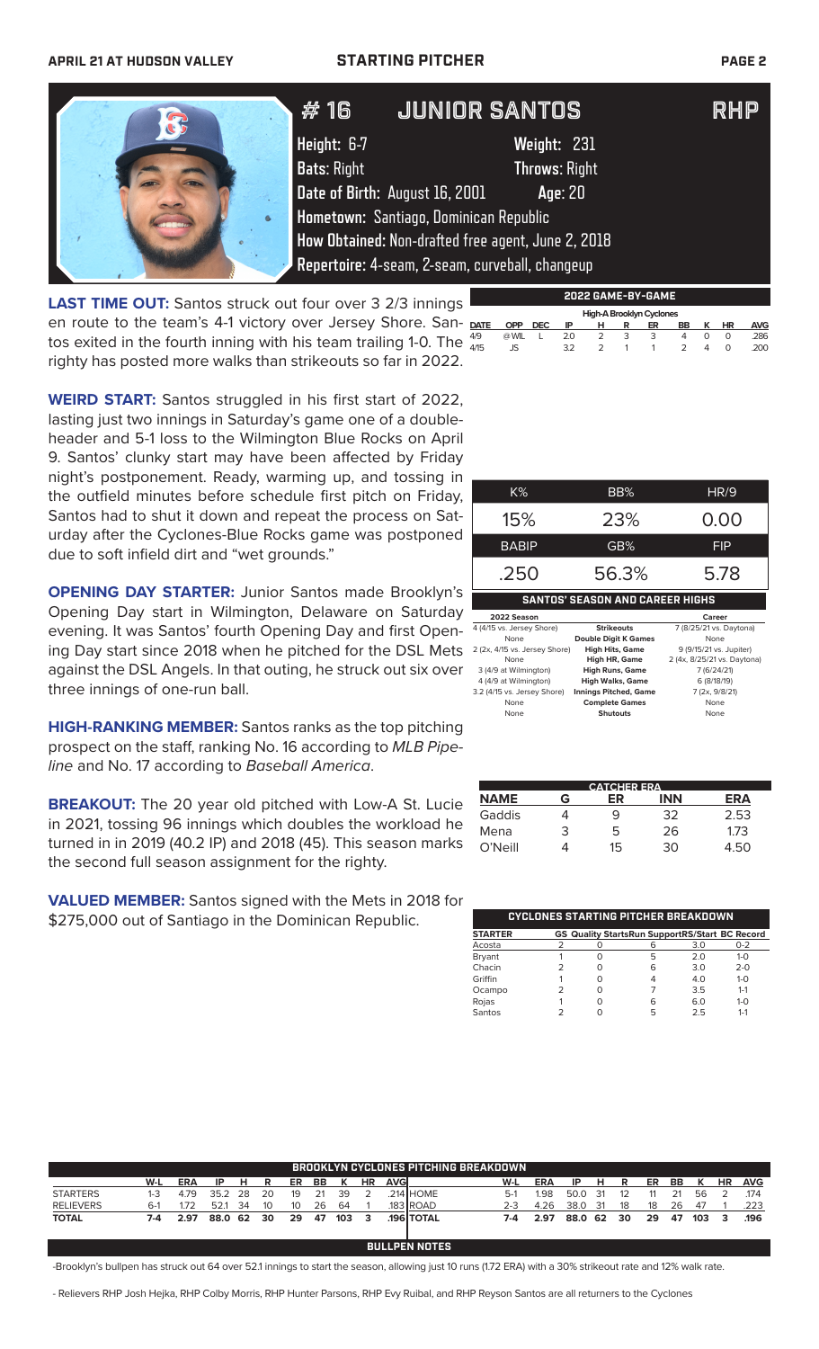# # 16 JUNIOR SANTOS — RHP

**Height:** 6-7 **Weight:** 231
**Bats:** Right **Throws:** Right
**Date of Birth:** August 16, 2001 **Age:** 20
**Hometown:** Santiago, Dominican Republic
**How Obtained:** Non-drafted free agent, June 2, 2018
**Repertoire:** 4-seam, 2-seam, curveball, changeup

**LAST TIME OUT:** Santos struck out four over 3 2/3 innings en route to the team's 4-1 victory over Jersey Shore. Santos exited in the fourth inning with his team trailing 1-0. The righty has posted more walks than strikeouts so far in 2022.

**WEIRD START:** Santos struggled in his first start of 2022, lasting just two innings in Saturday's game one of a doubleheader and 5-1 loss to the Wilmington Blue Rocks on April 9. Santos' clunky start may have been affected by Friday night's postponement. Ready, warming up, and tossing in the outfield minutes before schedule first pitch on Friday, Santos had to shut it down and repeat the process on Saturday after the Cyclones-Blue Rocks game was postponed due to soft infield dirt and "wet grounds."

**OPENING DAY STARTER:** Junior Santos made Brooklyn's Opening Day start in Wilmington, Delaware on Saturday evening. It was Santos' fourth Opening Day and first Opening Day start since 2018 when he pitched for the DSL Mets against the DSL Angels. In that outing, he struck out six over three innings of one-run ball.

**HIGH-RANKING MEMBER:** Santos ranks as the top pitching prospect on the staff, ranking No. 16 according to *MLB Pipeline* and No. 17 according to *Baseball America*.

**BREAKOUT:** The 20 year old pitched with Low-A St. Lucie in 2021, tossing 96 innings which doubles the workload he turned in in 2019 (40.2 IP) and 2018 (45). This season marks the second full season assignment for the righty.

**VALUED MEMBER:** Santos signed with the Mets in 2018 for $275,000 out of Santiago in the Dominican Republic.

## 2022 GAME-BY-GAME

High-A Brooklyn Cyclones

| DATE | OPP | DEC | IP | H | R | ER | BB | K | HR | AVG |
|---|---|---|---|---|---|---|---|---|---|---|
| 4/9 | @ WIL | L | 2.0 | 2 | 3 | 3 | 4 | 0 | 0 | .286 |
| 4/15 | JS | | 3.2 | 2 | 1 | 1 | 2 | 4 | 0 | .200 |

| K% | BB% | HR/9 |
|---|---|---|
| 15% | 23% | 0.00 |

| BABIP | GB% | FIP |
|---|---|---|
| .250 | 56.3% | 5.78 |

## SANTOS' SEASON AND CAREER HIGHS

| 2022 Season | | Career |
|---|---|---|
| 4 (4/15 vs. Jersey Shore) | Strikeouts | 7 (8/25/21 vs. Daytona) |
| None | Double Digit K Games | None |
| 2 (2x, 4/15 vs. Jersey Shore) | High Hits, Game | 9 (9/15/21 vs. Jupiter) |
| None | High HR, Game | 2 (4x, 8/25/21 vs. Daytona) |
| 3 (4/9 at Wilmington) | High Runs, Game | 7 (6/24/21) |
| 4 (4/9 at Wilmington) | High Walks, Game | 6 (8/18/19) |
| 3.2 (4/15 vs. Jersey Shore) | Innings Pitched, Game | 7 (2x, 9/8/21) |
| None | Complete Games | None |
| None | Shutouts | None |

## CATCHER ERA

| NAME | G | ER | INN | ERA |
|---|---|---|---|---|
| Gaddis | 4 | 9 | 32 | 2.53 |
| Mena | 3 | 5 | 26 | 1.73 |
| O'Neill | 4 | 15 | 30 | 4.50 |

## CYCLONES STARTING PITCHER BREAKDOWN

| STARTER | GS | Quality Starts | Run Support | RS/Start | BC Record |
|---|---|---|---|---|---|
| Acosta | 2 | 0 | 6 | 3.0 | 0-2 |
| Bryant | 1 | 0 | 5 | 2.0 | 1-0 |
| Chacin | 2 | 0 | 6 | 3.0 | 2-0 |
| Griffin | 1 | 0 | 4 | 4.0 | 1-0 |
| Ocampo | 2 | 0 | 7 | 3.5 | 1-1 |
| Rojas | 1 | 0 | 6 | 6.0 | 1-0 |
| Santos | 2 | 0 | 5 | 2.5 | 1-1 |

## BROOKLYN CYCLONES PITCHING BREAKDOWN

| | W-L | ERA | IP | H | R | ER | BB | K | HR | AVG | | W-L | ERA | IP | H | R | ER | BB | K | HR | AVG |
|---|---|---|---|---|---|---|---|---|---|---|---|---|---|---|---|---|---|---|---|---|---|
| STARTERS | 1-3 | 4.79 | 35.2 | 28 | 20 | 19 | 21 | 39 | 2 | .214 | HOME | 5-1 | 1.98 | 50.0 | 31 | 12 | 11 | 21 | 56 | 2 | .174 |
| RELIEVERS | 6-1 | 1.72 | 52.1 | 34 | 10 | 10 | 26 | 64 | 1 | .183 | ROAD | 2-3 | 4.26 | 38.0 | 31 | 18 | 18 | 26 | 47 | 1 | .223 |
| TOTAL | 7-4 | 2.97 | 88.0 | 62 | 30 | 29 | 47 | 103 | 3 | .196 | TOTAL | 7-4 | 2.97 | 88.0 | 62 | 30 | 29 | 47 | 103 | 3 | .196 |

## BULLPEN NOTES

-Brooklyn's bullpen has struck out 64 over 52.1 innings to start the season, allowing just 10 runs (1.72 ERA) with a 30% strikeout rate and 12% walk rate.

- Relievers RHP Josh Hejka, RHP Colby Morris, RHP Hunter Parsons, RHP Evy Ruibal, and RHP Reyson Santos are all returners to the Cyclones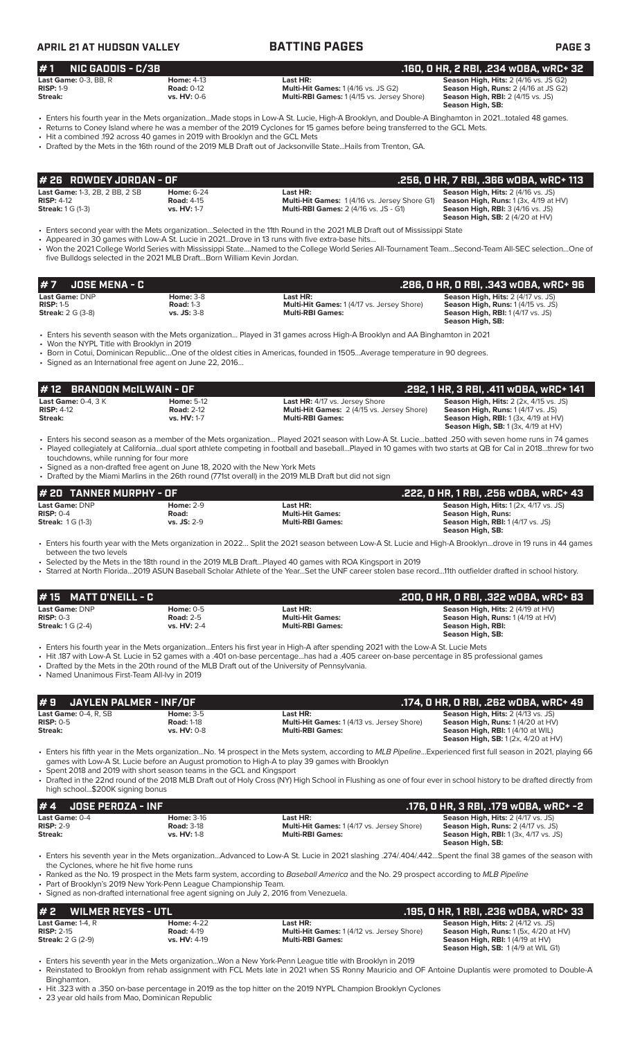## # 1 NIC GADDIS - C/3B — .160, 0 HR, 2 RBI, .234 wOBA, wRC+ 32

| | | | |
|---|---|---|---|
| **Last Game:** 0-3, BB, R | **Home:** 4-13 | **Last HR:** | **Season High, Hits:** 2 (4/16 vs. JS G2) |
| **RISP:** 1-9 | **Road:** 0-12 | **Multi-Hit Games:** 1 (4/16 vs. JS G2) | **Season High, Runs:** 2 (4/16 at JS G2) |
| **Streak:** | **vs. HV:** 0-6 | **Multi-RBI Games:** 1 (4/15 vs. Jersey Shore) | **Season High, RBI:** 2 (4/15 vs. JS) |
| | | | **Season High, SB:** |

- Enters his fourth year in the Mets organization...Made stops in Low-A St. Lucie, High-A Brooklyn, and Double-A Binghamton in 2021...totaled 48 games.
- Returns to Coney Island where he was a member of the 2019 Cyclones for 15 games before being transferred to the GCL Mets.
- Hit a combined .192 across 40 games in 2019 with Brooklyn and the GCL Mets
- Drafted by the Mets in the 16th round of the 2019 MLB Draft out of Jacksonville State...Hails from Trenton, GA.

## # 26 ROWDEY JORDAN - OF — .256, 0 HR, 7 RBI, .366 wOBA, wRC+ 113

| | | | |
|---|---|---|---|
| **Last Game:** 1-3, 2B, 2 BB, 2 SB | **Home:** 6-24 | **Last HR:** | **Season High, Hits:** 2 (4/16 vs. JS) |
| **RISP:** 4-12 | **Road:** 4-15 | **Multi-Hit Games:** 1 (4/16 vs. Jersey Shore G1) | **Season High, Runs:** 1 (3x, 4/19 at HV) |
| **Streak:** 1 G (1-3) | **vs. HV:** 1-7 | **Multi-RBI Games:** 2 (4/16 vs. JS - G1) | **Season High, RBI:** 3 (4/16 vs. JS) |
| | | | **Season High, SB:** 2 (4/20 at HV) |

- Enters second year with the Mets organization...Selected in the 11th Round in the 2021 MLB Draft out of Mississippi State
- Appeared in 30 games with Low-A St. Lucie in 2021...Drove in 13 runs with five extra-base hits...
- Won the 2021 College World Series with Mississippi State....Named to the College World Series All-Tournament Team...Second-Team All-SEC selection...One of five Bulldogs selected in the 2021 MLB Draft...Born William Kevin Jordan.

## # 7 JOSE MENA - C — .286, 0 HR, 0 RBI, .343 wOBA, wRC+ 96

| | | | |
|---|---|---|---|
| **Last Game:** DNP | **Home:** 3-8 | **Last HR:** | **Season High, Hits:** 2 (4/17 vs. JS) |
| **RISP:** 1-5 | **Road:** 1-3 | **Multi-Hit Games:** 1 (4/17 vs. Jersey Shore) | **Season High, Runs:** 1 (4/15 vs. JS) |
| **Streak:** 2 G (3-8) | **vs. JS:** 3-8 | **Multi-RBI Games:** | **Season High, RBI:** 1 (4/17 vs. JS) |
| | | | **Season High, SB:** |

- Enters his seventh season with the Mets organization... Played in 31 games across High-A Brooklyn and AA Binghamton in 2021
- Won the NYPL Title with Brooklyn in 2019
- Born in Cotui, Dominican Republic...One of the oldest cities in Americas, founded in 1505...Average temperature in 90 degrees.
- Signed as an International free agent on June 22, 2016...

## # 12 BRANDON McILWAIN - OF — .292, 1 HR, 3 RBI, .411 wOBA, wRC+ 141

| | | | |
|---|---|---|---|
| **Last Game:** 0-4, 3 K | **Home:** 5-12 | **Last HR:** 4/17 vs. Jersey Shore | **Season High, Hits:** 2 (2x, 4/15 vs. JS) |
| **RISP:** 4-12 | **Road:** 2-12 | **Multi-Hit Games:** 2 (4/15 vs. Jersey Shore) | **Season High, Runs:** 1 (4/17 vs. JS) |
| **Streak:** | **vs. HV:** 1-7 | **Multi-RBI Games:** | **Season High, RBI:** 1 (3x, 4/19 at HV) |
| | | | **Season High, SB:** 1 (3x, 4/19 at HV) |

- Enters his second season as a member of the Mets organization... Played 2021 season with Low-A St. Lucie....batted .250 with seven home runs in 74 games
- Played collegiately at California...dual sport athlete competing in football and baseball...Played in 10 games with two starts at QB for Cal in 2018...threw for two touchdowns, while running for four more
- Signed as a non-drafted free agent on June 18, 2020 with the New York Mets
- Drafted by the Miami Marlins in the 26th round (771st overall) in the 2019 MLB Draft but did not sign

## # 20 TANNER MURPHY - OF — .222, 0 HR, 1 RBI, .256 wOBA, wRC+ 43

| | | | |
|---|---|---|---|
| **Last Game:** DNP | **Home:** 2-9 | **Last HR:** | **Season High, Hits:** 1 (2x, 4/15 vs. JS) |
| **RISP:** 0-4 | **Road:** | **Multi-Hit Games:** | **Season High, Runs:** |
| **Streak:** 1 G (1-3) | **vs. JS:** 2-9 | **Multi-RBI Games:** | **Season High, RBI:** 1 (4/17 vs. JS) |
| | | | **Season High, SB:** |

- Enters his fourth year with the Mets organization in 2022... Split the 2021 season between Low-A St. Lucie and High-A Brooklyn...drove in 19 runs in 44 games between the two levels
- Selected by the Mets in the 18th round in the 2019 MLB Draft...Played 40 games with ROA Kingsport in 2019
- Starred at North Florida...2019 ASUN Baseball Scholar Athlete of the Year...Set the UNF career stolen base record...11th outfielder drafted in school history.

## # 15 MATT O'NEILL - C — .200, 0 HR, 0 RBI, .322 wOBA, wRC+ 83

| | | | |
|---|---|---|---|
| **Last Game:** DNP | **Home:** 0-5 | **Last HR:** | **Season High, Hits:** 2 (4/19 at HV) |
| **RISP:** 0-3 | **Road:** 2-5 | **Multi-Hit Games:** | **Season High, Runs:** 1 (4/19 at HV) |
| **Streak:** 1 G (2-4) | **vs. HV:** 2-4 | **Multi-RBI Games:** | **Season High, RBI:** |
| | | | **Season High, SB:** |

- Enters his fourth year in the Mets organization...Enters his first year in High-A after spending 2021 with the Low-A St. Lucie Mets
- Hit .187 with Low-A St. Lucie in 52 games with a .401 on-base percentage...has had a .405 career on-base percentage in 85 professional games
- Drafted by the Mets in the 20th round of the MLB Draft out of the University of Pennsylvania.
- Named Unanimous First-Team All-Ivy in 2019

## # 9 JAYLEN PALMER - INF/OF — .174, 0 HR, 0 RBI, .262 wOBA, wRC+ 49

| | | | |
|---|---|---|---|
| **Last Game:** 0-4, R, SB | **Home:** 3-5 | **Last HR:** | **Season High, Hits:** 2 (4/13 vs. JS) |
| **RISP:** 0-5 | **Road:** 1-18 | **Multi-Hit Games:** 1 (4/13 vs. Jersey Shore) | **Season High, Runs:** 1 (4/20 at HV) |
| **Streak:** | **vs. HV:** 0-8 | **Multi-RBI Games:** | **Season High, RBI:** 1 (4/10 at WIL) |
| | | | **Season High, SB:** 1 (2x, 4/20 at HV) |

- Enters his fifth year in the Mets organization...No. 14 prospect in the Mets system, according to *MLB Pipeline*...Experienced first full season in 2021, playing 66 games with Low-A St. Lucie before an August promotion to High-A to play 39 games with Brooklyn
- Spent 2018 and 2019 with short season teams in the GCL and Kingsport
- Drafted in the 22nd round of the 2018 MLB Draft out of Holy Cross (NY) High School in Flushing as one of four ever in school history to be drafted directly from high school...$200K signing bonus

## # 4 JOSE PEROZA - INF — .176, 0 HR, 3 RBI, .179 wOBA, wRC+ -2

| | | | |
|---|---|---|---|
| **Last Game:** 0-4 | **Home:** 3-16 | **Last HR:** | **Season High, Hits:** 2 (4/17 vs. JS) |
| **RISP:** 2-9 | **Road:** 3-18 | **Multi-Hit Games:** 1 (4/17 vs. Jersey Shore) | **Season High, Runs:** 2 (4/17 vs. JS) |
| **Streak:** | **vs. HV:** 1-8 | **Multi-RBI Games:** | **Season High, RBI:** 1 (3x, 4/17 vs. JS) |
| | | | **Season High, SB:** |

- Enters his seventh year in the Mets organization...Advanced to Low-A St. Lucie in 2021 slashing .274/.404/.442...Spent the final 38 games of the season with the Cyclones, where he hit five home runs
- Ranked as the No. 19 prospect in the Mets farm system, according to *Baseball America* and the No. 29 prospect according to *MLB Pipeline*
- Part of Brooklyn's 2019 New York-Penn League Championship Team.
- Signed as non-drafted international free agent signing on July 2, 2016 from Venezuela.

## # 2 WILMER REYES - UTL — .195, 0 HR, 1 RBI, .236 wOBA, wRC+ 33

| | | | |
|---|---|---|---|
| **Last Game:** 1-4, R | **Home:** 4-22 | **Last HR:** | **Season High, Hits:** 2 (4/12 vs. JS) |
| **RISP:** 2-15 | **Road:** 4-19 | **Multi-Hit Games:** 1 (4/12 vs. Jersey Shore) | **Season High, Runs:** 1 (3x, 4/20 at HV) |
| **Streak:** 2 G (2-9) | **vs. HV:** 4-19 | **Multi-RBI Games:** | **Season High, RBI:** 1 (4/19 at HV) |
| | | | **Season High, SB:** 1 (4/9 at WIL G1) |

- Enters his seventh year in the Mets organization...Won a New York-Penn League title with Brooklyn in 2019
- Reinstated to Brooklyn from rehab assignment with FCL Mets late in 2021 when SS Ronny Mauricio and OF Antoine Duplantis were promoted to Double-A Binghamton.
- Hit .323 with a .350 on-base percentage in 2019 as the top hitter on the 2019 NYPL Champion Brooklyn Cyclones
- 23 year old hails from Mao, Dominican Republic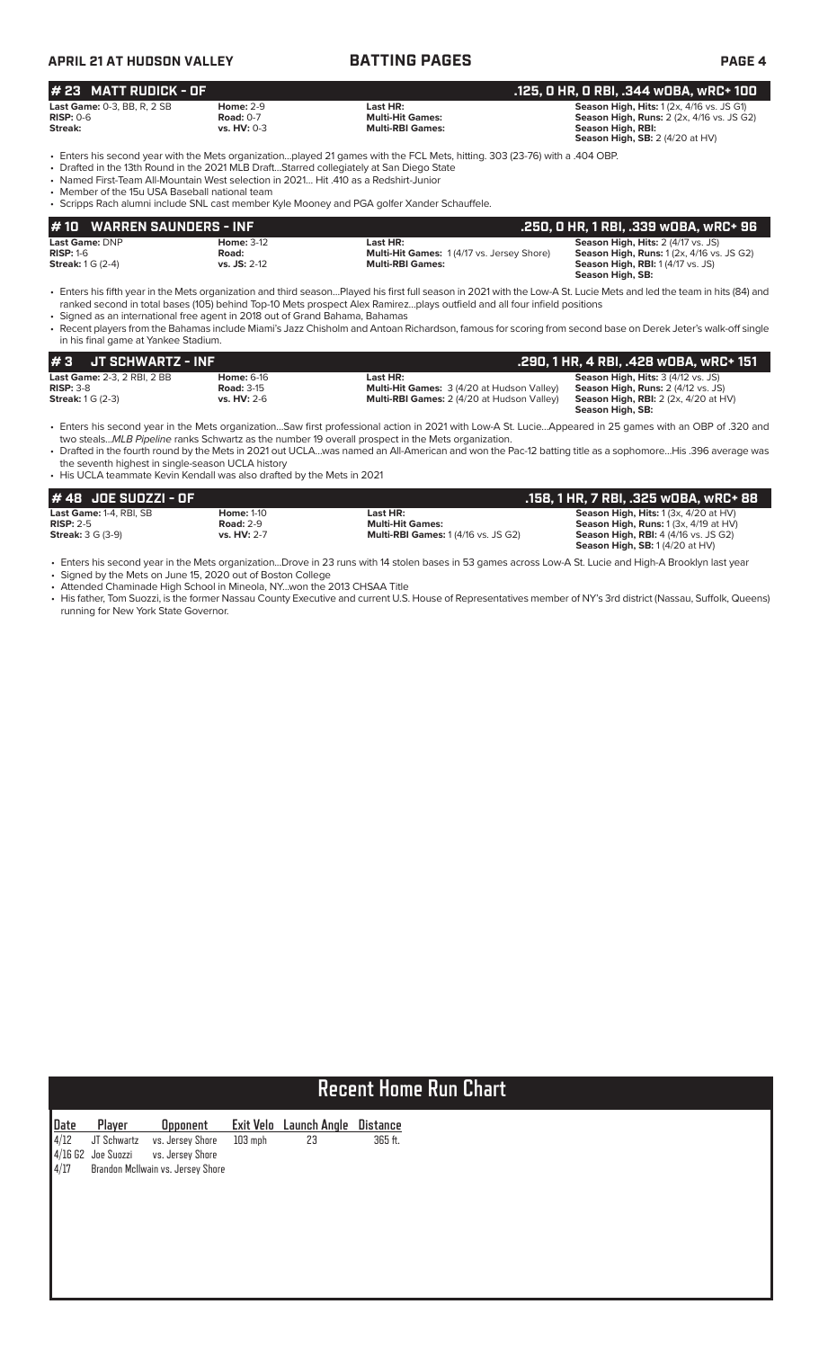## # 23 MATT RUDICK - OF

**.125, 0 HR, 0 RBI, .344 wOBA, wRC+ 100**

| | | | |
|---|---|---|---|
| **Last Game:** 0-3, BB, R, 2 SB | **Home:** 2-9 | **Last HR:** | **Season High, Hits:** 1 (2x, 4/16 vs. JS G1) |
| **RISP:** 0-6 | **Road:** 0-7 | **Multi-Hit Games:** | **Season High, Runs:** 2 (2x, 4/16 vs. JS G2) |
| **Streak:** | **vs. HV:** 0-3 | **Multi-RBI Games:** | **Season High, RBI:** |
| | | | **Season High, SB:** 2 (4/20 at HV) |

- Enters his second year with the Mets organization...played 21 games with the FCL Mets, hitting. 303 (23-76) with a .404 OBP.
- Drafted in the 13th Round in the 2021 MLB Draft...Starred collegiately at San Diego State
- Named First-Team All-Mountain West selection in 2021... Hit .410 as a Redshirt-Junior
- Member of the 15u USA Baseball national team
- Scripps Rach alumni include SNL cast member Kyle Mooney and PGA golfer Xander Schauffele.

## # 10 WARREN SAUNDERS - INF

**.250, 0 HR, 1 RBI, .339 wOBA, wRC+ 96**

| | | | |
|---|---|---|---|
| **Last Game:** DNP | **Home:** 3-12 | **Last HR:** | **Season High, Hits:** 2 (4/17 vs. JS) |
| **RISP:** 1-6 | **Road:** | **Multi-Hit Games:** 1 (4/17 vs. Jersey Shore) | **Season High, Runs:** 1 (2x, 4/16 vs. JS G2) |
| **Streak:** 1 G (2-4) | **vs. JS:** 2-12 | **Multi-RBI Games:** | **Season High, RBI:** 1 (4/17 vs. JS) |
| | | | **Season High, SB:** |

- Enters his fifth year in the Mets organization and third season...Played his first full season in 2021 with the Low-A St. Lucie Mets and led the team in hits (84) and ranked second in total bases (105) behind Top-10 Mets prospect Alex Ramirez...plays outfield and all four infield positions
- Signed as an international free agent in 2018 out of Grand Bahama, Bahamas
- Recent players from the Bahamas include Miami's Jazz Chisholm and Antoan Richardson, famous for scoring from second base on Derek Jeter's walk-off single in his final game at Yankee Stadium.

## # 3 JT SCHWARTZ - INF

**.290, 1 HR, 4 RBI, .428 wOBA, wRC+ 151**

| | | | |
|---|---|---|---|
| **Last Game:** 2-3, 2 RBI, 2 BB | **Home:** 6-16 | **Last HR:** | **Season High, Hits:** 3 (4/12 vs. JS) |
| **RISP:** 3-8 | **Road:** 3-15 | **Multi-Hit Games:** 3 (4/20 at Hudson Valley) | **Season High, Runs:** 2 (4/12 vs. JS) |
| **Streak:** 1 G (2-3) | **vs. HV:** 2-6 | **Multi-RBI Games:** 2 (4/20 at Hudson Valley) | **Season High, RBI:** 2 (2x, 4/20 at HV) |
| | | | **Season High, SB:** |

- Enters his second year in the Mets organization...Saw first professional action in 2021 with Low-A St. Lucie...Appeared in 25 games with an OBP of .320 and two steals...*MLB Pipeline* ranks Schwartz as the number 19 overall prospect in the Mets organization.
- Drafted in the fourth round by the Mets in 2021 out UCLA...was named an All-American and won the Pac-12 batting title as a sophomore...His .396 average was the seventh highest in single-season UCLA history
- His UCLA teammate Kevin Kendall was also drafted by the Mets in 2021

## # 48 JOE SUOZZI - OF

**.158, 1 HR, 7 RBI, .325 wOBA, wRC+ 88**

| | | | |
|---|---|---|---|
| **Last Game:** 1-4, RBI, SB | **Home:** 1-10 | **Last HR:** | **Season High, Hits:** 1 (3x, 4/20 at HV) |
| **RISP:** 2-5 | **Road:** 2-9 | **Multi-Hit Games:** | **Season High, Runs:** 1 (3x, 4/19 at HV) |
| **Streak:** 3 G (3-9) | **vs. HV:** 2-7 | **Multi-RBI Games:** 1 (4/16 vs. JS G2) | **Season High, RBI:** 4 (4/16 vs. JS G2) |
| | | | **Season High, SB:** 1 (4/20 at HV) |

- Enters his second year in the Mets organization...Drove in 23 runs with 14 stolen bases in 53 games across Low-A St. Lucie and High-A Brooklyn last year
- Signed by the Mets on June 15, 2020 out of Boston College
- Attended Chaminade High School in Mineola, NY...won the 2013 CHSAA Title
- His father, Tom Suozzi, is the former Nassau County Executive and current U.S. House of Representatives member of NY's 3rd district (Nassau, Suffolk, Queens) running for New York State Governor.

## Recent Home Run Chart

| Date | Player | Opponent | Exit Velo | Launch Angle | Distance |
|---|---|---|---|---|---|
| 4/12 | JT Schwartz | vs. Jersey Shore | 103 mph | 23 | 365 ft. |
| 4/16 G2 | Joe Suozzi | vs. Jersey Shore | | | |
| 4/17 | Brandon McIlwain | vs. Jersey Shore | | | |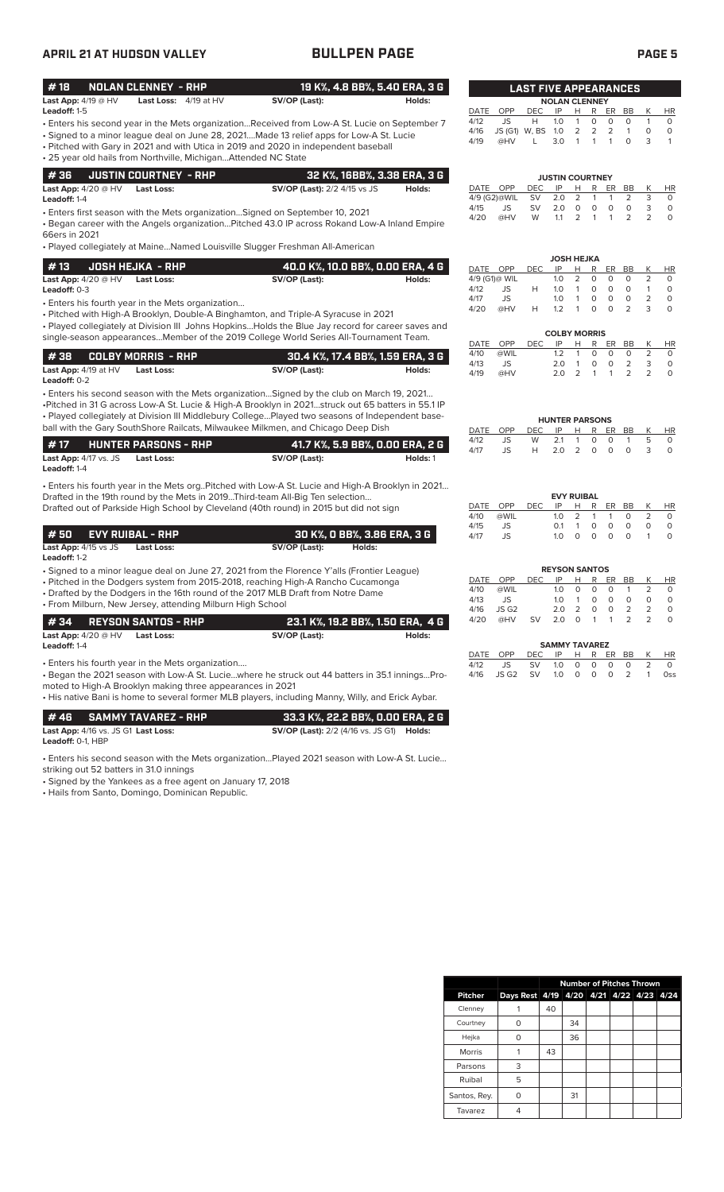## APRIL 21 AT HUDSON VALLEY — BULLPEN PAGE

### #18 NOLAN CLENNEY - RHP — 19 K%, 4.8 BB%, 5.40 ERA, 3 G

**Last App:** 4/19 @ HV **Last Loss:** 4/18 at HV **SV/OP (Last):** **Holds:**
**Leadoff:** 1-5

- Enters his second year in the Mets organization...Received from Low-A St. Lucie on September 7
- Signed to a minor league deal on June 28, 2021....Made 13 relief apps for Low-A St. Lucie
- Pitched with Gary in 2021 and with Utica in 2019 and 2020 in independent baseball
- 25 year old hails from Northville, Michigan...Attended NC State

### #36 JUSTIN COURTNEY - RHP — 32 K%, 16BB%, 3.38 ERA, 3 G

**Last App:** 4/20 @ HV **Last Loss:** **SV/OP (Last):** 2/2 4/15 vs JS **Holds:**
**Leadoff:** 1-4

- Enters first season with the Mets organization...Signed on September 10, 2021
- Began career with the Angels organization...Pitched 43.0 IP across Rokand Low-A Inland Empire 66ers in 2021
- Played collegiately at Maine...Named Louisville Slugger Freshman All-American

### #13 JOSH HEJKA - RHP — 40.0 K%, 10.0 BB%, 0.00 ERA, 4 G

**Last App:** 4/20 @ HV **Last Loss:** **SV/OP (Last):** **Holds:**
**Leadoff:** 0-3

- Enters his fourth year in the Mets organization...
- Pitched with High-A Brooklyn, Double-A Binghamton, and Triple-A Syracuse in 2021
- Played collegiately at Division III Johns Hopkins...Holds the Blue Jay record for career saves and single-season appearances...Member of the 2019 College World Series All-Tournament Team.

### #38 COLBY MORRIS - RHP — 30.4 K%, 17.4 BB%, 1.59 ERA, 3 G

**Last App:** 4/19 at HV **Last Loss:** **SV/OP (Last):** **Holds:**
**Leadoff:** 0-2

- Enters his second season with the Mets organization...Signed by the club on March 19, 2021...
- Pitched in 31 G across Low-A St. Lucie & High-A Brooklyn in 2021...struck out 65 batters in 55.1 IP
- Played collegiately at Division III Middlebury College...Played two seasons of Independent baseball with the Gary SouthShore Railcats, Milwaukee Milkmen, and Chicago Deep Dish

### #17 HUNTER PARSONS - RHP — 41.7 K%, 5.9 BB%, 0.00 ERA, 2 G

**Last App:** 4/17 vs. JS **Last Loss:** **SV/OP (Last):** **Holds:** 1
**Leadoff:** 1-4

- Enters his fourth year in the Mets org..Pitched with Low-A St. Lucie and High-A Brooklyn in 2021...
Drafted in the 19th round by the Mets in 2019...Third-team All-Big Ten selection...
Drafted out of Parkside High School by Cleveland (40th round) in 2015 but did not sign

### #50 EVY RUIBAL - RHP — 30 K%, 0 BB%, 3.86 ERA, 3 G

**Last App:** 4/15 vs JS **Last Loss:** **SV/OP (Last):** **Holds:**
**Leadoff:** 1-2

- Signed to a minor league deal on June 27, 2021 from the Florence Y'alls (Frontier League)
- Pitched in the Dodgers system from 2015-2018, reaching High-A Rancho Cucamonga
- Drafted by the Dodgers in the 16th round of the 2017 MLB Draft from Notre Dame
- From Milburn, New Jersey, attending Milburn High School

### #34 REYSON SANTOS - RHP — 23.1 K%, 19.2 BB%, 1.50 ERA, 4 G

**Last App:** 4/20 @ HV **Last Loss:** **SV/OP (Last):** **Holds:**
**Leadoff:** 1-4

- Enters his fourth year in the Mets organization....
- Began the 2021 season with Low-A St. Lucie...where he struck out 44 batters in 35.1 innings...Promoted to High-A Brooklyn making three appearances in 2021
- His native Bani is home to several former MLB players, including Manny, Willy, and Erick Aybar.

### #46 SAMMY TAVAREZ - RHP — 33.3 K%, 22.2 BB%, 0.00 ERA, 2 G

**Last App:** 4/16 vs. JS G1 **Last Loss:** **SV/OP (Last):** 2/2 (4/16 vs. JS G1) **Holds:**
**Leadoff:** 0-1, HBP

- Enters his second season with the Mets organization...Played 2021 season with Low-A St. Lucie... striking out 52 batters in 31.0 innings
- Signed by the Yankees as a free agent on January 17, 2018
- Hails from Santo, Domingo, Dominican Republic.

## LAST FIVE APPEARANCES

**NOLAN CLENNEY**

| DATE | OPP | DEC | IP | H | R | ER | BB | K | HR |
|---|---|---|---|---|---|---|---|---|---|
| 4/12 | JS | H | 1.0 | 1 | 0 | 0 | 0 | 1 | 0 |
| 4/16 | JS (G1) | W, BS | 1.0 | 2 | 2 | 2 | 1 | 0 | 0 |
| 4/19 | @HV | L | 3.0 | 1 | 1 | 1 | 0 | 3 | 1 |

**JUSTIN COURTNEY**

| DATE | OPP | DEC | IP | H | R | ER | BB | K | HR |
|---|---|---|---|---|---|---|---|---|---|
| 4/9 (G2) | @WIL | SV | 2.0 | 2 | 1 | 1 | 2 | 3 | 0 |
| 4/15 | JS | SV | 2.0 | 0 | 0 | 0 | 0 | 3 | 0 |
| 4/20 | @HV | W | 1.1 | 2 | 1 | 1 | 2 | 2 | 0 |

**JOSH HEJKA**

| DATE | OPP | DEC | IP | H | R | ER | BB | K | HR |
|---|---|---|---|---|---|---|---|---|---|
| 4/9 (G1) | @ WIL | | 1.0 | 2 | 0 | 0 | 0 | 2 | 0 |
| 4/12 | JS | H | 1.0 | 1 | 0 | 0 | 0 | 1 | 0 |
| 4/17 | JS | | 1.0 | 1 | 0 | 0 | 0 | 2 | 0 |
| 4/20 | @HV | H | 1.2 | 1 | 0 | 0 | 2 | 3 | 0 |

**COLBY MORRIS**

| DATE | OPP | DEC | IP | H | R | ER | BB | K | HR |
|---|---|---|---|---|---|---|---|---|---|
| 4/10 | @WIL | | 1.2 | 1 | 0 | 0 | 0 | 2 | 0 |
| 4/13 | JS | | 2.0 | 1 | 0 | 0 | 2 | 3 | 0 |
| 4/19 | @HV | | 2.0 | 2 | 1 | 1 | 2 | 2 | 0 |

**HUNTER PARSONS**

| DATE | OPP | DEC | IP | H | R | ER | BB | K | HR |
|---|---|---|---|---|---|---|---|---|---|
| 4/12 | JS | W | 2.1 | 1 | 0 | 0 | 1 | 5 | 0 |
| 4/17 | JS | H | 2.0 | 2 | 0 | 0 | 0 | 3 | 0 |

**EVY RUIBAL**

| DATE | OPP | DEC | IP | H | R | ER | BB | K | HR |
|---|---|---|---|---|---|---|---|---|---|
| 4/10 | @WIL | | 1.0 | 2 | 1 | 1 | 0 | 2 | 0 |
| 4/15 | JS | | 0.1 | 1 | 0 | 0 | 0 | 0 | 0 |
| 4/17 | JS | | 1.0 | 0 | 0 | 0 | 0 | 1 | 0 |

**REYSON SANTOS**

| DATE | OPP | DEC | IP | H | R | ER | BB | K | HR |
|---|---|---|---|---|---|---|---|---|---|
| 4/10 | @WIL | | 1.0 | 0 | 0 | 0 | 1 | 2 | 0 |
| 4/13 | JS | | 1.0 | 1 | 0 | 0 | 0 | 0 | 0 |
| 4/16 | JS G2 | | 2.0 | 2 | 0 | 0 | 2 | 2 | 0 |
| 4/20 | @HV | SV | 2.0 | 0 | 1 | 1 | 2 | 2 | 0 |

**SAMMY TAVAREZ**

| DATE | OPP | DEC | IP | H | R | ER | BB | K | HR |
|---|---|---|---|---|---|---|---|---|---|
| 4/12 | JS | SV | 1.0 | 0 | 0 | 0 | 0 | 2 | 0 |
| 4/16 | JS G2 | SV | 1.0 | 0 | 0 | 0 | 2 | 1 | 0ss |

## Number of Pitches Thrown

| Pitcher | Days Rest | 4/19 | 4/20 | 4/21 | 4/22 | 4/23 | 4/24 |
|---|---|---|---|---|---|---|---|
| Clenney | 1 | 40 | | | | | |
| Courtney | 0 | | 34 | | | | |
| Hejka | 0 | | 36 | | | | |
| Morris | 1 | 43 | | | | | |
| Parsons | 3 | | | | | | |
| Ruibal | 5 | | | | | | |
| Santos, Rey. | 0 | | 31 | | | | |
| Tavarez | 4 | | | | | | |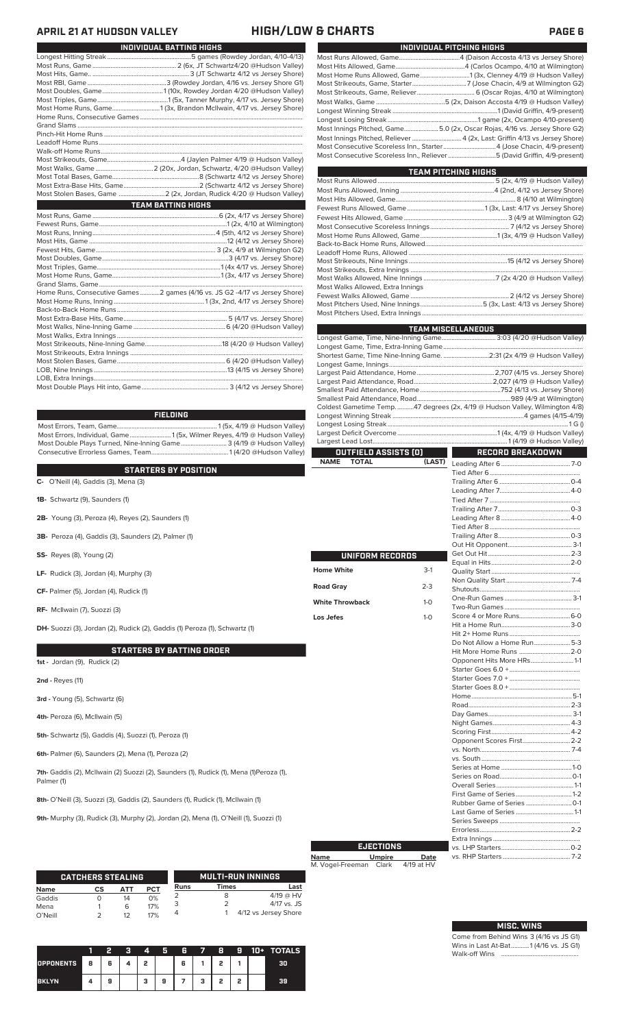## APRIL 21 AT HUDSON VALLEY — HIGH/LOW & CHARTS

### INDIVIDUAL BATTING HIGHS

| | |
|---|---|
| Longest Hitting Streak | 5 games (Rowdey Jordan, 4/10-4/13) |
| Most Runs, Game | 2 (6x, JT Schwartz4/20 @Hudson Valley) |
| Most Hits, Game | 3 (JT Schwartz 4/12 vs Jersey Shore) |
| Most RBI, Game | 3 (Rowdey Jordan, 4/16 vs. Jersey Shore G1) |
| Most Doubles, Game | 1 (10x, Rowdey Jordan 4/20 @Hudson Valley) |
| Most Triples, Game | 1 (5x, Tanner Murphy, 4/17 vs. Jersey Shore) |
| Most Home Runs, Game | 1 (3x, Brandon McIlwain, 4/17 vs. Jersey Shore) |
| Home Runs, Consecutive Games | |
| Grand Slams | |
| Pinch-Hit Home Runs | |
| Leadoff Home Runs | |
| Walk-off Home Runs | |
| Most Strikeouts, Game | 4 (Jaylen Palmer 4/19 @ Hudson Valley) |
| Most Walks, Game | 2 (20x, Jordan, Schwartz, 4/20 @Hudson Valley) |
| Most Total Bases, Game | 8 (Schwartz 4/12 vs Jersey Shore) |
| Most Extra-Base Hits, Game | 2 (Schwartz 4/12 vs Jersey Shore) |
| Most Stolen Bases, Game | 2 (2x, Jordan, Rudick 4/20 @ Hudson Valley) |

### TEAM BATTING HIGHS

| | |
|---|---|
| Most Runs, Game | 6 (2x, 4/17 vs Jersey Shore) |
| Fewest Runs, Game | 1 (2x, 4/10 at Wilmington) |
| Most Runs, Inning | 4 (5th, 4/12 vs Jersey Shore) |
| Most Hits, Game | 12 (4/12 vs Jersey Shore) |
| Fewest Hits, Game | 3 (2x, 4/9 at Wilmington G2) |
| Most Doubles, Game | 3 (4/17 vs. Jersey Shore) |
| Most Triples, Game | 1 (4x 4/17 vs. Jersey Shore) |
| Most Home Runs, Game | 1 (3x, 4/17 vs. Jersey Shore) |
| Grand Slams, Game | |
| Home Runs, Consecutive Games | 2 games (4/16 vs. JS G2 -4/17 vs Jersey Shore) |
| Most Home Runs, Inning | 1 (3x, 2nd, 4/17 vs Jersey Shore) |
| Back-to-Back Home Runs | |
| Most Extra-Base Hits, Game | 5 (4/17 vs. Jersey Shore) |
| Most Walks, Nine-Inning Game | 6 (4/20 @Hudson Valley) |
| Most Walks, Extra Innings | |
| Most Strikeouts, Nine-Inning Game | 18 (4/20 @ Hudson Valley) |
| Most Strikeouts, Extra Innings | |
| Most Stolen Bases, Game | 6 (4/20 @Hudson Valley) |
| LOB, Nine Innings | 13 (4/15 vs Jersey Shore) |
| LOB, Extra Innings | |
| Most Double Plays Hit into, Game | 3 (4/12 vs Jersey Shore) |

### FIELDING

| | |
|---|---|
| Most Errors, Team, Game | 1 (5x, 4/19 @ Hudson Valley) |
| Most Errors, Individual, Game | 1 (5x, Wilmer Reyes, 4/19 @ Hudson Valley) |
| Most Double Plays Turned, Nine-Inning Game | 3 (4/19 @ Hudson Valley) |
| Consecutive Errorless Games, Team | 1 (4/20 @Hudson Valley) |

### STARTERS BY POSITION

**C-** O'Neill (4), Gaddis (3), Mena (3)

**1B-** Schwartz (9), Saunders (1)

**2B-** Young (3), Peroza (4), Reyes (2), Saunders (1)

**3B-** Peroza (4), Gaddis (3), Saunders (2), Palmer (1)

**SS-** Reyes (8), Young (2)

**LF-** Rudick (3), Jordan (4), Murphy (3)

**CF-** Palmer (5), Jordan (4), Rudick (1)

**RF-** McIlwain (7), Suozzi (3)

**DH-** Suozzi (3), Jordan (2), Rudick (2), Gaddis (1) Peroza (1), Schwartz (1)

### STARTERS BY BATTING ORDER

**1st -** Jordan (9), Rudick (2)

**2nd -** Reyes (11)

**3rd -** Young (5), Schwartz (6)

**4th-** Peroza (6), McIlwain (5)

**5th-** Schwartz (5), Gaddis (4), Suozzi (1), Peroza (1)

**6th-** Palmer (6), Saunders (2), Mena (1), Peroza (2)

**7th-** Gaddis (2), McIlwain (2) Suozzi (2), Saunders (1), Rudick (1), Mena (1)Peroza (1), Palmer (1)

**8th-** O'Neill (3), Suozzi (3), Gaddis (2), Saunders (1), Rudick (1), McIlwain (1)

**9th-** Murphy (3), Rudick (3), Murphy (2), Jordan (2), Mena (1), O'Neill (1), Suozzi (1)

### CATCHERS STEALING

| Name | CS | ATT | PCT |
|---|---|---|---|
| Gaddis | 0 | 14 | 0% |
| Mena | 1 | 6 | 17% |
| O'Neill | 2 | 12 | 17% |

### MULTI-RUN INNINGS

| Runs | Times | Last |
|---|---|---|
| 2 | 8 | 4/19 @ HV |
| 3 | 2 | 4/17 vs. JS |
| 4 | 1 | 4/12 vs Jersey Shore |

| | 1 | 2 | 3 | 4 | 5 | 6 | 7 | 8 | 9 | 10+ | TOTALS |
|---|---|---|---|---|---|---|---|---|---|---|---|
| OPPONENTS | 8 | 6 | 4 | 2 | | 6 | 1 | 2 | 1 | | 30 |
| BKLYN | 4 | 9 | | 3 | 9 | 7 | 3 | 2 | 2 | | 39 |

### INDIVIDUAL PITCHING HIGHS

| | |
|---|---|
| Most Runs Allowed, Game | 4 (Daison Accosta 4/13 vs Jersey Shore) |
| Most Hits Allowed, Game | 4 (Carlos Ocampo, 4/10 at Wilmington) |
| Most Home Runs Allowed, Game | 1 (3x, Clenney 4/19 @ Hudson Valley) |
| Most Strikeouts, Game, Starter | 7 (Jose Chacin, 4/9 at Wilmington G2) |
| Most Strikeouts, Game, Reliever | 6 (Oscar Rojas, 4/10 at Wilmington) |
| Most Walks, Game | 5 (2x, Daison Accosta 4/19 @ Hudson Valley) |
| Longest Winning Streak | 1 (David Griffin, 4/9-present) |
| Longest Losing Streak | 1 game (2x, Ocampo 4/10-present) |
| Most Innings Pitched, Game | 5.0 (2x, Oscar Rojas, 4/16 vs. Jersey Shore G2) |
| Most Innings Pitched, Reliever | 4 (2x, Last: Griffin 4/13 vs Jersey Shore) |
| Most Consecutive Scoreless Inn., Starter | 4 (Jose Chacin, 4/9-present) |
| Most Consecutive Scoreless Inn., Reliever | 5 (David Griffin, 4/9-present) |

### TEAM PITCHING HIGHS

| | |
|---|---|
| Most Runs Allowed | 5 (2x, 4/19 @ Hudson Valley) |
| Most Runs Allowed, Inning | 4 (2nd, 4/12 vs Jersey Shore) |
| Most Hits Allowed, Game | 8 (4/10 at Wilmington) |
| Fewest Runs Allowed, Game | 1 (3x, Last: 4/17 vs Jersey Shore) |
| Fewest Hits Allowed, Game | 3 (4/9 at Wilmington G2) |
| Most Consecutive Scoreless Innings | 7 (4/12 vs Jersey Shore) |
| Most Home Runs Allowed, Game | 1 (3x, 4/19 @ Hudson Valley) |
| Back-to-Back Home Runs, Allowed | |
| Leadoff Home Runs, Allowed | |
| Most Strikeouts, Nine Innings | 15 (4/12 vs Jersey Shore) |
| Most Strikeouts, Extra Innings | |
| Most Walks Allowed, Nine Innings | 7 (2x 4/20 @ Hudson Valley) |
| Most Walks Allowed, Extra Innings | |
| Fewest Walks Allowed, Game | 2 (4/12 vs Jersey Shore) |
| Most Pitchers Used, Nine Innings | 5 (3x, Last: 4/13 vs Jersey Shore) |
| Most Pitchers Used, Extra Innings | |

### TEAM MISCELLANEOUS

| | |
|---|---|
| Longest Game, Time, Nine-Inning Game | 3:03 (4/20 @Hudson Valley) |
| Longest Game, Time, Extra-Inning Game | |
| Shortest Game, Time Nine-Inning Game. | 2:31 (2x 4/19 @ Hudson Valley) |
| Longest Game, Innings | |
| Largest Paid Attendance, Home | 2,707 (4/15 vs. Jersey Shore) |
| Largest Paid Attendance, Road | 2,027 (4/19 @ Hudson Valley) |
| Smallest Paid Attendance, Home | 752 (4/13 vs. Jersey Shore) |
| Smallest Paid Attendance, Road | 989 (4/9 at Wilmington) |
| Coldest Gametime Temp. | 47 degrees (2x, 4/19 @ Hudson Valley, Wilmington 4/8) |
| Longest Winning Streak | 4 games (4/15-4/19) |
| Longest Losing Streak | 1 G () |
| Largest Deficit Overcome | 1 (4x, 4/19 @ Hudson Valley) |
| Largest Lead Lost | 1 (4/19 @ Hudson Valley) |

### OUTFIELD ASSISTS (0)

| NAME | TOTAL | (LAST) |
|---|---|---|

### UNIFORM RECORDS

| | |
|---|---|
| Home White | 3-1 |
| Road Gray | 2-3 |
| White Throwback | 1-0 |
| Los Jefes | 1-0 |

### EJECTIONS

| Name | Umpire | Date |
|---|---|---|
| M. Vogel-Freeman | Clark | 4/19 at HV |

### RECORD BREAKDOWN

| | |
|---|---|
| Leading After 6 | 7-0 |
| Tied After 6 | |
| Trailing After 6 | 0-4 |
| Leading After 7 | 4-0 |
| Tied After 7 | |
| Trailing After 7 | 0-3 |
| Leading After 8 | 4-0 |
| Tied After 8 | |
| Trailing After 8 | 0-3 |
| Out Hit Opponent | 3-1 |
| Get Out Hit | 2-3 |
| Equal in Hits | 2-0 |
| Quality Start | |
| Non Quality Start | 7-4 |
| Shutouts | |
| One-Run Games | 3-1 |
| Two-Run Games | |
| Score 4 or More Runs | 6-0 |
| Hit a Home Run | 3-0 |
| Hit 2+ Home Runs | |
| Do Not Allow a Home Run | 5-3 |
| Hit More Home Runs | 2-0 |
| Opponent Hits More HRs | 1-1 |
| Starter Goes 6.0 + | |
| Starter Goes 7.0 + | |
| Starter Goes 8.0 + | |
| Home | 5-1 |
| Road | 2-3 |
| Day Games | 3-1 |
| Night Games | 4-3 |
| Scoring First | 4-2 |
| Opponent Scores First | 2-2 |
| vs. North | 7-4 |
| vs. South | |
| Series at Home | 1-0 |
| Series on Road | 0-1 |
| Overall Series | 1-1 |
| First Game of Series | 1-2 |
| Rubber Game of Series | 0-1 |
| Last Game of Series | 1-1 |
| Series Sweeps | |
| Errorless | 2-2 |
| Extra Innings | |
| vs. LHP Starters | 0-2 |
| vs. RHP Starters | 7-2 |

### MISC. WINS

| | |
|---|---|
| Come from Behind Wins | 3 (4/16 vs JS G1) |
| Wins in Last At-Bat | 1 (4/16 vs. JS G1) |
| Walk-off Wins | |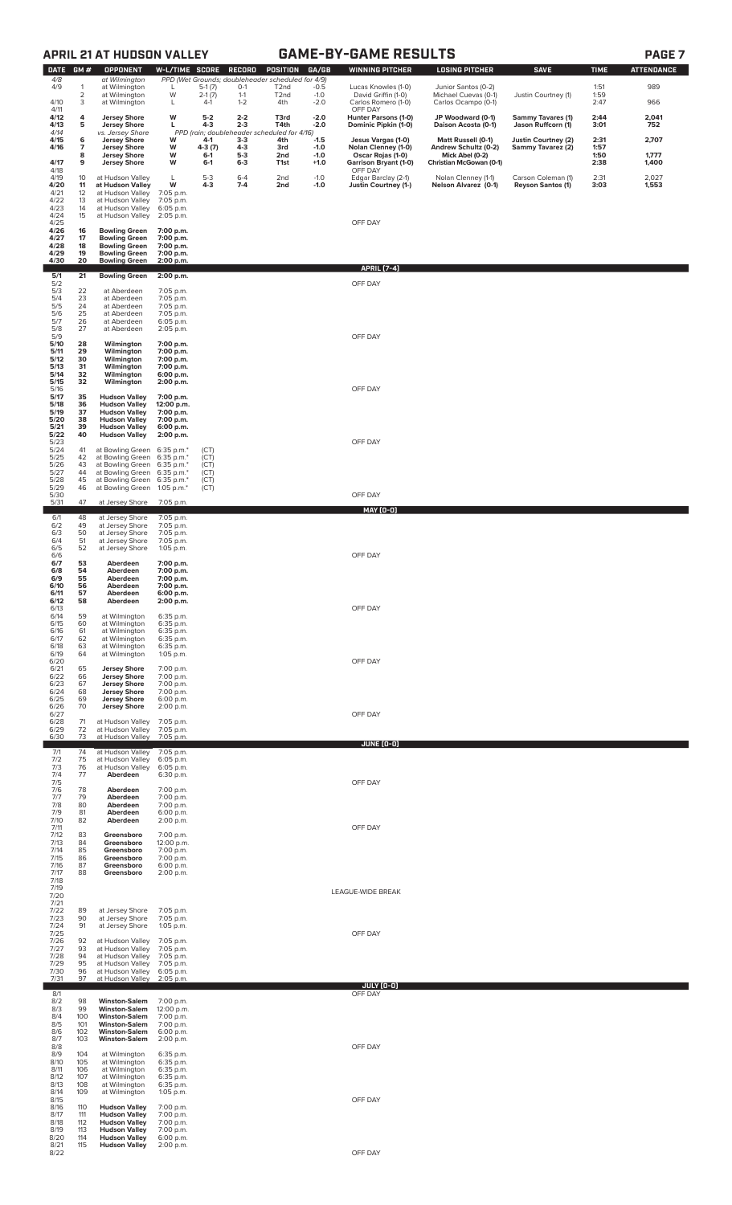## APRIL 21 AT HUDSON VALLEY — GAME-BY-GAME RESULTS

| DATE | GM # | OPPONENT | W-L/TIME | SCORE | RECORD | POSITION | GA/GB | WINNING PITCHER | LOSING PITCHER | SAVE | TIME | ATTENDANCE |
|---|---|---|---|---|---|---|---|---|---|---|---|---|
| 4/8 | | at Wilmington | PPD (Wet Grounds; doubleheader scheduled for 4/9) | | | | | | | | | |
| 4/9 | 1 | at Wilmington | L | 5-1 (7) | 0-1 | T2nd | -0.5 | Lucas Knowles (1-0) | Junior Santos (0-2) | | 1:51 | 989 |
| | 2 | at Wilmington | W | 2-1 (7) | 1-1 | T2nd | -1.0 | David Griffin (1-0) | Michael Cuevas (0-1) | Justin Courtney (1) | 1:59 | |
| 4/10 | 3 | at Wilmington | L | 4-1 | 1-2 | 4th | -2.0 | Carlos Romero (1-0) | Carlos Ocampo (0-1) | | 2:47 | 966 |
| 4/11 | | | | | | | | OFF DAY | | | | |
| **4/12** | **4** | **Jersey Shore** | **W** | **5-2** | **2-2** | **T3rd** | **-2.0** | **Hunter Parsons (1-0)** | **JP Woodward (0-1)** | **Sammy Tavares (1)** | **2:44** | **2,041** |
| **4/13** | **5** | **Jersey Shore** | **L** | **4-3** | **2-3** | **T4th** | **-2.0** | **Dominic Pipkin (1-0)** | **Daison Acosta (0-1)** | **Jason Ruffcorn (1)** | **3:01** | **752** |
| 4/14 | | vs. Jersey Shore | PPD (rain; doubleheader scheduled for 4/16) | | | | | | | | | |
| **4/15** | **6** | **Jersey Shore** | **W** | **4-1** | **3-3** | **4th** | **-1.5** | **Jesus Vargas (1-0)** | **Matt Russell (0-1)** | **Justin Courtney (2)** | **2:31** | **2,707** |
| **4/16** | **7** | **Jersey Shore** | **W** | **4-3 (7)** | **4-3** | **3rd** | **-1.0** | **Nolan Clenney (1-0)** | **Andrew Schultz (0-2)** | **Sammy Tavarez (2)** | **1:57** | |
| | **8** | **Jersey Shore** | **W** | **6-1** | **5-3** | **2nd** | **-1.0** | **Oscar Rojas (1-0)** | **Mick Abel (0-2)** | | **1:50** | **1,777** |
| **4/17** | **9** | **Jersey Shore** | **W** | **6-1** | **6-3** | **T1st** | **+1.0** | **Garrison Bryant (1-0)** | **Christian McGowan (0-1)** | | **2:38** | **1,400** |
| 4/18 | | | | | | | | OFF DAY | | | | |
| 4/19 | 10 | at Hudson Valley | L | 5-3 | 6-4 | 2nd | -1.0 | Edgar Barclay (2-1) | Nolan Clenney (1-1) | Carson Coleman (1) | 2:31 | 2,027 |
| **4/20** | **11** | **at Hudson Valley** | **W** | **4-3** | **7-4** | **2nd** | **-1.0** | **Justin Courtney (1-)** | **Nelson Alvarez (0-1)** | **Reyson Santos (1)** | **3:03** | **1,553** |
| 4/21 | 12 | at Hudson Valley | 7:05 p.m. | | | | | | | | | |
| 4/22 | 13 | at Hudson Valley | 7:05 p.m. | | | | | | | | | |
| 4/23 | 14 | at Hudson Valley | 6:05 p.m. | | | | | | | | | |
| 4/24 | 15 | at Hudson Valley | 2:05 p.m. | | | | | | | | | |
| 4/25 | | | | | | | | OFF DAY | | | | |
| **4/26** | **16** | **Bowling Green** | **7:00 p.m.** | | | | | | | | | |
| **4/27** | **17** | **Bowling Green** | **7:00 p.m.** | | | | | | | | | |
| **4/28** | **18** | **Bowling Green** | **7:00 p.m.** | | | | | | | | | |
| **4/29** | **19** | **Bowling Green** | **7:00 p.m.** | | | | | | | | | |
| **4/30** | **20** | **Bowling Green** | **2:00 p.m.** | | | | | | | | | |
| | | | | | | | | **APRIL (7-4)** | | | | |
| **5/1** | **21** | **Bowling Green** | **2:00 p.m.** | | | | | | | | | |
| 5/2 | | | | | | | | OFF DAY | | | | |
| 5/3 | 22 | at Aberdeen | 7:05 p.m. | | | | | | | | | |
| 5/4 | 23 | at Aberdeen | 7:05 p.m. | | | | | | | | | |
| 5/5 | 24 | at Aberdeen | 7:05 p.m. | | | | | | | | | |
| 5/6 | 25 | at Aberdeen | 7:05 p.m. | | | | | | | | | |
| 5/7 | 26 | at Aberdeen | 6:05 p.m. | | | | | | | | | |
| 5/8 | 27 | at Aberdeen | 2:05 p.m. | | | | | | | | | |
| 5/9 | | | | | | | | OFF DAY | | | | |
| **5/10** | **28** | **Wilmington** | **7:00 p.m.** | | | | | | | | | |
| **5/11** | **29** | **Wilmington** | **7:00 p.m.** | | | | | | | | | |
| **5/12** | **30** | **Wilmington** | **7:00 p.m.** | | | | | | | | | |
| **5/13** | **31** | **Wilmington** | **7:00 p.m.** | | | | | | | | | |
| **5/14** | **32** | **Wilmington** | **6:00 p.m.** | | | | | | | | | |
| **5/15** | **32** | **Wilmington** | **2:00 p.m.** | | | | | | | | | |
| 5/16 | | | | | | | | OFF DAY | | | | |
| **5/17** | **35** | **Hudson Valley** | **7:00 p.m.** | | | | | | | | | |
| **5/18** | **36** | **Hudson Valley** | **12:00 p.m.** | | | | | | | | | |
| **5/19** | **37** | **Hudson Valley** | **7:00 p.m.** | | | | | | | | | |
| **5/20** | **38** | **Hudson Valley** | **7:00 p.m.** | | | | | | | | | |
| **5/21** | **39** | **Hudson Valley** | **6:00 p.m.** | | | | | | | | | |
| **5/22** | **40** | **Hudson Valley** | **2:00 p.m.** | | | | | | | | | |
| 5/23 | | | | | | | | OFF DAY | | | | |
| 5/24 | 41 | at Bowling Green | 6:35 p.m.* | (CT) | | | | | | | | |
| 5/25 | 42 | at Bowling Green | 6:35 p.m.* | (CT) | | | | | | | | |
| 5/26 | 43 | at Bowling Green | 6:35 p.m.* | (CT) | | | | | | | | |
| 5/27 | 44 | at Bowling Green | 6:35 p.m.* | (CT) | | | | | | | | |
| 5/28 | 45 | at Bowling Green | 6:35 p.m.* | (CT) | | | | | | | | |
| 5/29 | 46 | at Bowling Green | 1:05 p.m.* | (CT) | | | | | | | | |
| 5/30 | | | | | | | | OFF DAY | | | | |
| 5/31 | 47 | at Jersey Shore | 7:05 p.m. | | | | | | | | | |
| | | | | | | | | **MAY (0-0)** | | | | |
| 6/1 | 48 | at Jersey Shore | 7:05 p.m. | | | | | | | | | |
| 6/2 | 49 | at Jersey Shore | 7:05 p.m. | | | | | | | | | |
| 6/3 | 50 | at Jersey Shore | 7:05 p.m. | | | | | | | | | |
| 6/4 | 51 | at Jersey Shore | 7:05 p.m. | | | | | | | | | |
| 6/5 | 52 | at Jersey Shore | 1:05 p.m. | | | | | | | | | |
| 6/6 | | | | | | | | OFF DAY | | | | |
| **6/7** | **53** | **Aberdeen** | **7:00 p.m.** | | | | | | | | | |
| **6/8** | **54** | **Aberdeen** | **7:00 p.m.** | | | | | | | | | |
| **6/9** | **55** | **Aberdeen** | **7:00 p.m.** | | | | | | | | | |
| **6/10** | **56** | **Aberdeen** | **7:00 p.m.** | | | | | | | | | |
| **6/11** | **57** | **Aberdeen** | **6:00 p.m.** | | | | | | | | | |
| **6/12** | **58** | **Aberdeen** | **2:00 p.m.** | | | | | | | | | |
| 6/13 | | | | | | | | OFF DAY | | | | |
| 6/14 | 59 | at Wilmington | 6:35 p.m. | | | | | | | | | |
| 6/15 | 60 | at Wilmington | 6:35 p.m. | | | | | | | | | |
| 6/16 | 61 | at Wilmington | 6:35 p.m. | | | | | | | | | |
| 6/17 | 62 | at Wilmington | 6:35 p.m. | | | | | | | | | |
| 6/18 | 63 | at Wilmington | 6:35 p.m. | | | | | | | | | |
| 6/19 | 64 | at Wilmington | 1:05 p.m. | | | | | | | | | |
| 6/20 | | | | | | | | OFF DAY | | | | |
| 6/21 | 65 | **Jersey Shore** | 7:00 p.m. | | | | | | | | | |
| 6/22 | 66 | **Jersey Shore** | 7:00 p.m. | | | | | | | | | |
| 6/23 | 67 | **Jersey Shore** | 7:00 p.m. | | | | | | | | | |
| 6/24 | 68 | **Jersey Shore** | 7:00 p.m. | | | | | | | | | |
| 6/25 | 69 | **Jersey Shore** | 6:00 p.m. | | | | | | | | | |
| 6/26 | 70 | **Jersey Shore** | 2:00 p.m. | | | | | | | | | |
| 6/27 | | | | | | | | OFF DAY | | | | |
| 6/28 | 71 | at Hudson Valley | 7:05 p.m. | | | | | | | | | |
| 6/29 | 72 | at Hudson Valley | 7:05 p.m. | | | | | | | | | |
| 6/30 | 73 | at Hudson Valley | 7:05 p.m. | | | | | | | | | |
| | | | | | | | | **JUNE (0-0)** | | | | |
| 7/1 | 74 | at Hudson Valley | 7:05 p.m. | | | | | | | | | |
| 7/2 | 75 | at Hudson Valley | 6:05 p.m. | | | | | | | | | |
| 7/3 | 76 | at Hudson Valley | 6:05 p.m. | | | | | | | | | |
| 7/4 | 77 | **Aberdeen** | 6:30 p.m. | | | | | | | | | |
| 7/5 | | | | | | | | OFF DAY | | | | |
| 7/6 | 78 | **Aberdeen** | 7:00 p.m. | | | | | | | | | |
| 7/7 | 79 | **Aberdeen** | 7:00 p.m. | | | | | | | | | |
| 7/8 | 80 | **Aberdeen** | 7:00 p.m. | | | | | | | | | |
| 7/9 | 81 | **Aberdeen** | 6:00 p.m. | | | | | | | | | |
| 7/10 | 82 | **Aberdeen** | 2:00 p.m. | | | | | | | | | |
| 7/11 | | | | | | | | OFF DAY | | | | |
| 7/12 | 83 | **Greensboro** | 7:00 p.m. | | | | | | | | | |
| 7/13 | 84 | **Greensboro** | 12:00 p.m. | | | | | | | | | |
| 7/14 | 85 | **Greensboro** | 7:00 p.m. | | | | | | | | | |
| 7/15 | 86 | **Greensboro** | 7:00 p.m. | | | | | | | | | |
| 7/16 | 87 | **Greensboro** | 6:00 p.m. | | | | | | | | | |
| 7/17 | 88 | **Greensboro** | 2:00 p.m. | | | | | | | | | |
| 7/18–7/21 | | | | | | | | LEAGUE-WIDE BREAK | | | | |
| 7/22 | 89 | at Jersey Shore | 7:05 p.m. | | | | | | | | | |
| 7/23 | 90 | at Jersey Shore | 7:05 p.m. | | | | | | | | | |
| 7/24 | 91 | at Jersey Shore | 1:05 p.m. | | | | | | | | | |
| 7/25 | | | | | | | | OFF DAY | | | | |
| 7/26 | 92 | at Hudson Valley | 7:05 p.m. | | | | | | | | | |
| 7/27 | 93 | at Hudson Valley | 7:05 p.m. | | | | | | | | | |
| 7/28 | 94 | at Hudson Valley | 7:05 p.m. | | | | | | | | | |
| 7/29 | 95 | at Hudson Valley | 7:05 p.m. | | | | | | | | | |
| 7/30 | 96 | at Hudson Valley | 6:05 p.m. | | | | | | | | | |
| 7/31 | 97 | at Hudson Valley | 2:05 p.m. | | | | | | | | | |
| | | | | | | | | **JULY (0-0)** | | | | |
| 8/1 | | | | | | | | OFF DAY | | | | |
| 8/2 | 98 | **Winston-Salem** | 7:00 p.m. | | | | | | | | | |
| 8/3 | 99 | **Winston-Salem** | 12:00 p.m. | | | | | | | | | |
| 8/4 | 100 | **Winston-Salem** | 7:00 p.m. | | | | | | | | | |
| 8/5 | 101 | **Winston-Salem** | 7:00 p.m. | | | | | | | | | |
| 8/6 | 102 | **Winston-Salem** | 6:00 p.m. | | | | | | | | | |
| 8/7 | 103 | **Winston-Salem** | 2:00 p.m. | | | | | | | | | |
| 8/8 | | | | | | | | OFF DAY | | | | |
| 8/9 | 104 | at Wilmington | 6:35 p.m. | | | | | | | | | |
| 8/10 | 105 | at Wilmington | 6:35 p.m. | | | | | | | | | |
| 8/11 | 106 | at Wilmington | 6:35 p.m. | | | | | | | | | |
| 8/12 | 107 | at Wilmington | 6:35 p.m. | | | | | | | | | |
| 8/13 | 108 | at Wilmington | 6:35 p.m. | | | | | | | | | |
| 8/14 | 109 | at Wilmington | 1:05 p.m. | | | | | | | | | |
| 8/15 | | | | | | | | OFF DAY | | | | |
| 8/16 | 110 | **Hudson Valley** | 7:00 p.m. | | | | | | | | | |
| 8/17 | 111 | **Hudson Valley** | 7:00 p.m. | | | | | | | | | |
| 8/18 | 112 | **Hudson Valley** | 7:00 p.m. | | | | | | | | | |
| 8/19 | 113 | **Hudson Valley** | 7:00 p.m. | | | | | | | | | |
| 8/20 | 114 | **Hudson Valley** | 6:00 p.m. | | | | | | | | | |
| 8/21 | 115 | **Hudson Valley** | 2:00 p.m. | | | | | | | | | |
| 8/22 | | | | | | | | OFF DAY | | | | |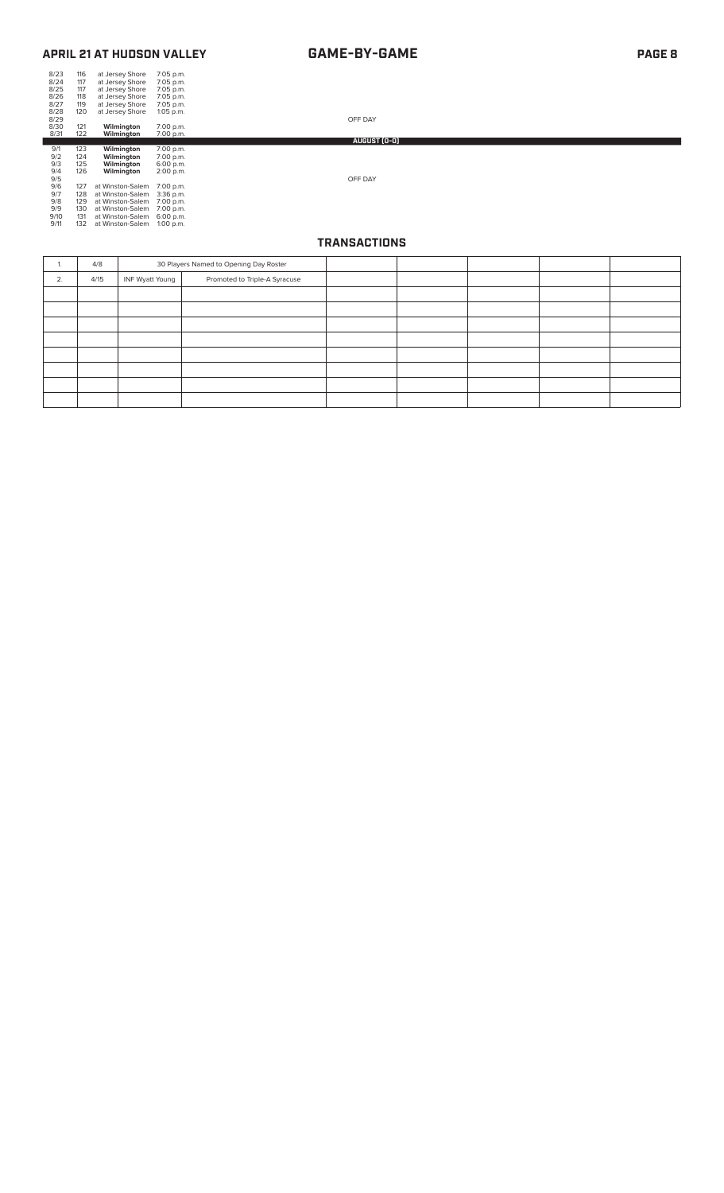## GAME-BY-GAME

| | | | | |
|---|---|---|---|---|
| 8/23 | 116 | at Jersey Shore | 7:05 p.m. | |
| 8/24 | 117 | at Jersey Shore | 7:05 p.m. | |
| 8/25 | 117 | at Jersey Shore | 7:05 p.m. | |
| 8/26 | 118 | at Jersey Shore | 7:05 p.m. | |
| 8/27 | 119 | at Jersey Shore | 7:05 p.m. | |
| 8/28 | 120 | at Jersey Shore | 1:05 p.m. | |
| 8/29 | | | | OFF DAY |
| 8/30 | 121 | **Wilmington** | 7:00 p.m. | |
| 8/31 | 122 | **Wilmington** | 7:00 p.m. | |
| | | | | **AUGUST (0-0)** |
| 9/1 | 123 | **Wilmington** | 7:00 p.m. | |
| 9/2 | 124 | **Wilmington** | 7:00 p.m. | |
| 9/3 | 125 | **Wilmington** | 6:00 p.m. | |
| 9/4 | 126 | **Wilmington** | 2:00 p.m. | |
| 9/5 | | | | OFF DAY |
| 9/6 | 127 | at Winston-Salem | 7:00 p.m. | |
| 9/7 | 128 | at Winston-Salem | 3:36 p.m. | |
| 9/8 | 129 | at Winston-Salem | 7:00 p.m. | |
| 9/9 | 130 | at Winston-Salem | 7:00 p.m. | |
| 9/10 | 131 | at Winston-Salem | 6:00 p.m. | |
| 9/11 | 132 | at Winston-Salem | 1:00 p.m. | |

## TRANSACTIONS

| | | | | | | | | |
|---|---|---|---|---|---|---|---|---|
| 1. | 4/8 | 30 Players Named to Opening Day Roster | | | | | | |
| 2. | 4/15 | INF Wyatt Young | Promoted to Triple-A Syracuse | | | | | |
| | | | | | | | | |
| | | | | | | | | |
| | | | | | | | | |
| | | | | | | | | |
| | | | | | | | | |
| | | | | | | | | |
| | | | | | | | | |
| | | | | | | | | |